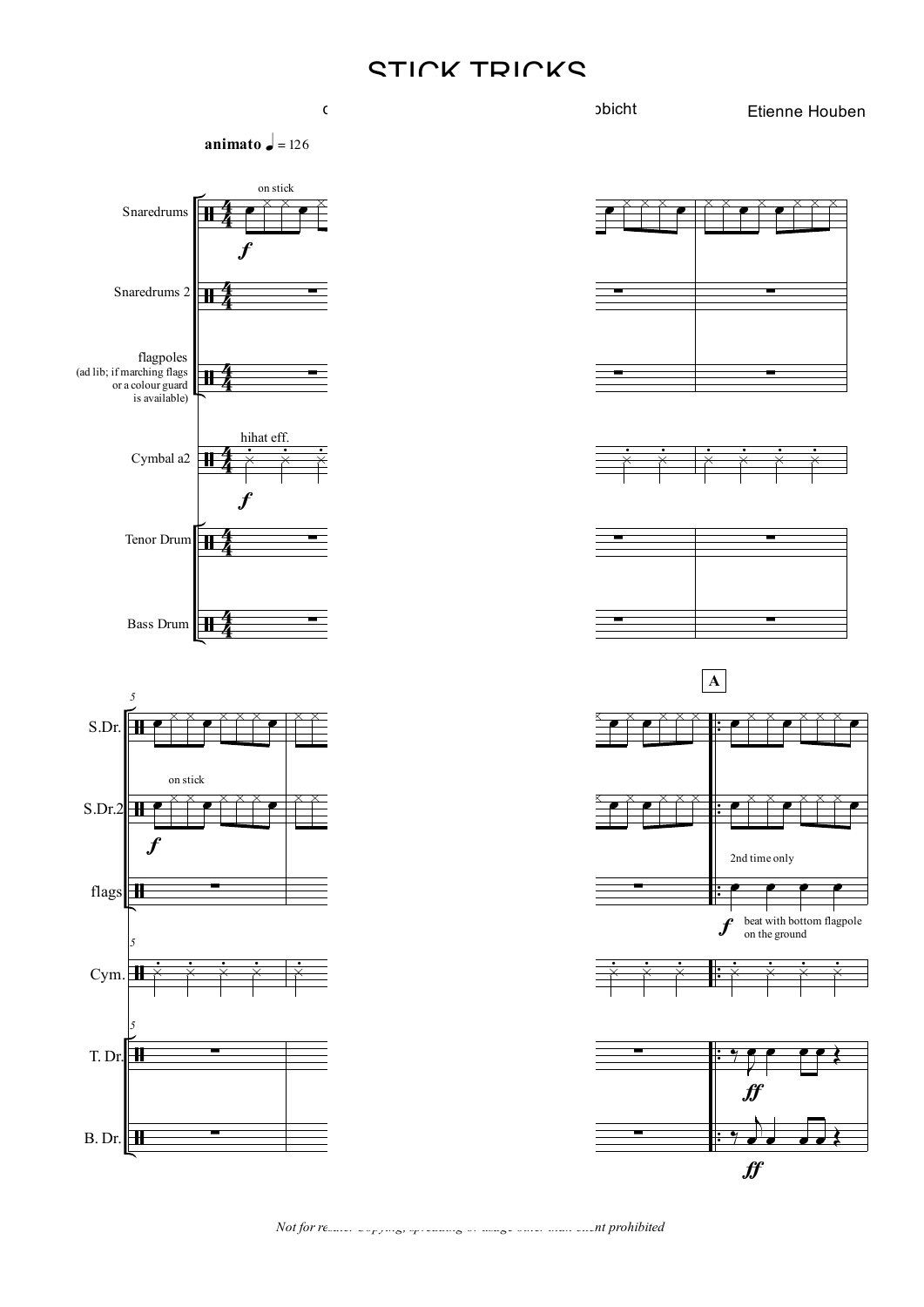# STICK TRICKS

c ... ɔbicht

Etienne Houben

**animato** ♩ = 126

*Not for re... ...nt prohibited*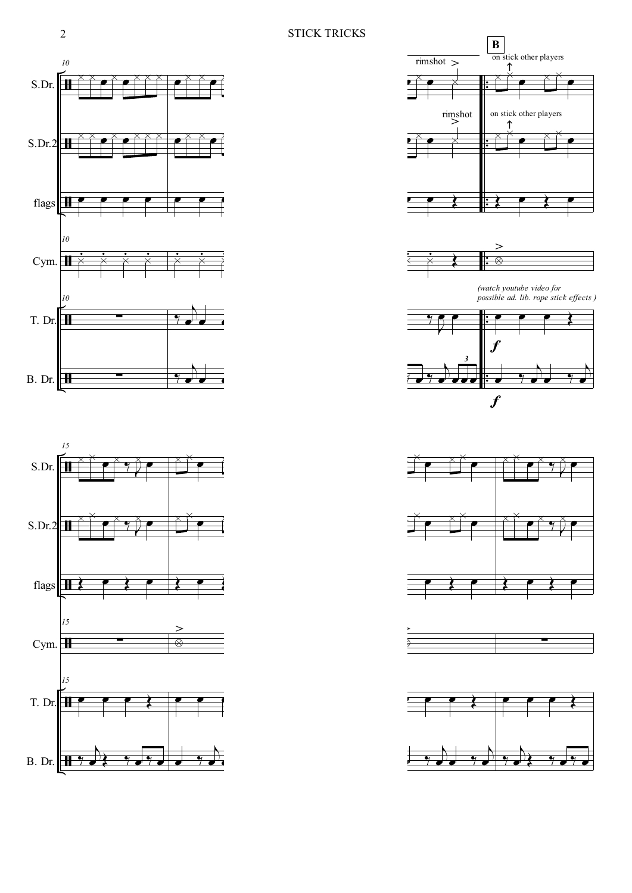**B**

rimshot

on stick other players

*(watch youtube video for possible ad. lib. rope stick effects )*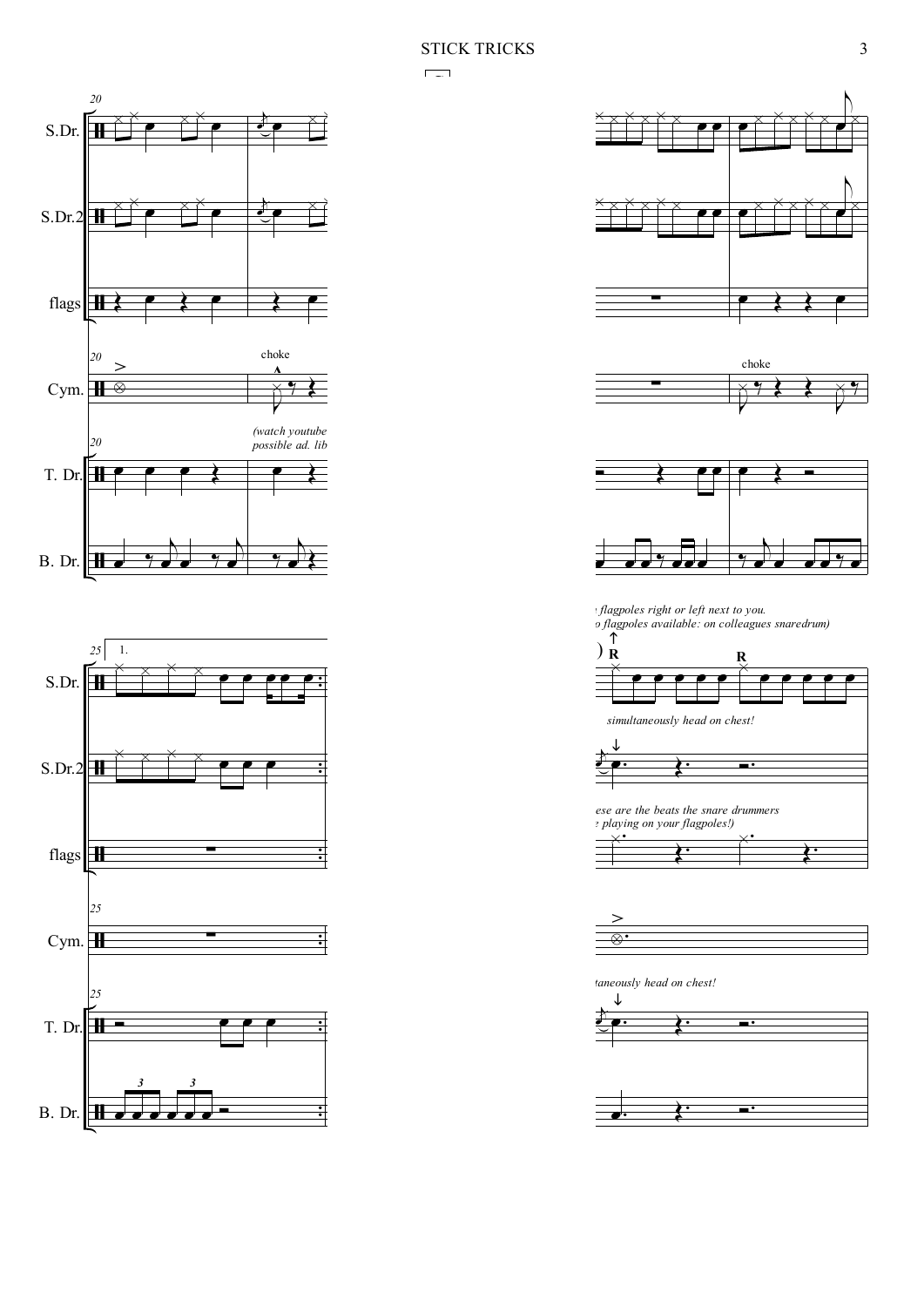S.Dr.

S.Dr.2

flags

Cym.

choke

*(watch youtube possible ad. lib*

T. Dr.

B. Dr.

choke

*flagpoles right or left next to you.*
*o flagpoles available: on colleagues snaredrum)*

R R

*simultaneously head on chest!*

*ese are the beats the snare drummers*
*e playing on your flagpoles!)*

*taneously head on chest!*

1.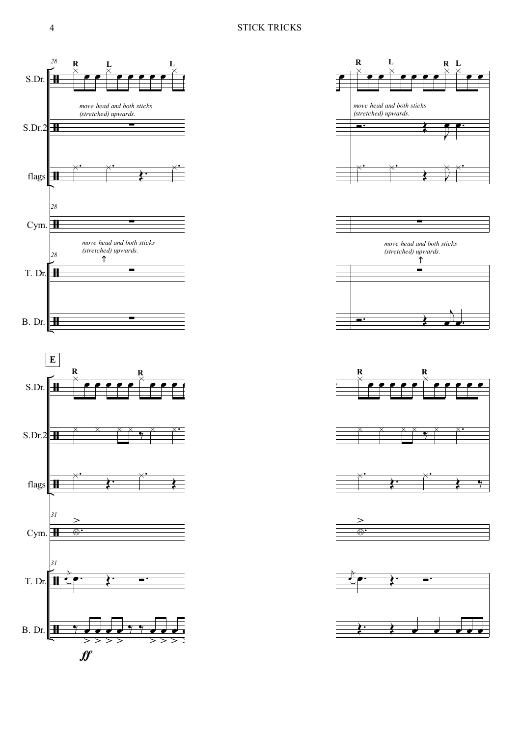28

S.Dr. R L L — R L R L

*move head and both sticks (stretched) upwards.*

S.Dr.2

flags

Cym.

T. Dr.

*move head and both sticks (stretched) upwards.*

B. Dr.

**E**

31

S.Dr. R R — R R

S.Dr.2

flags

Cym.

T. Dr.

B. Dr.

*ff*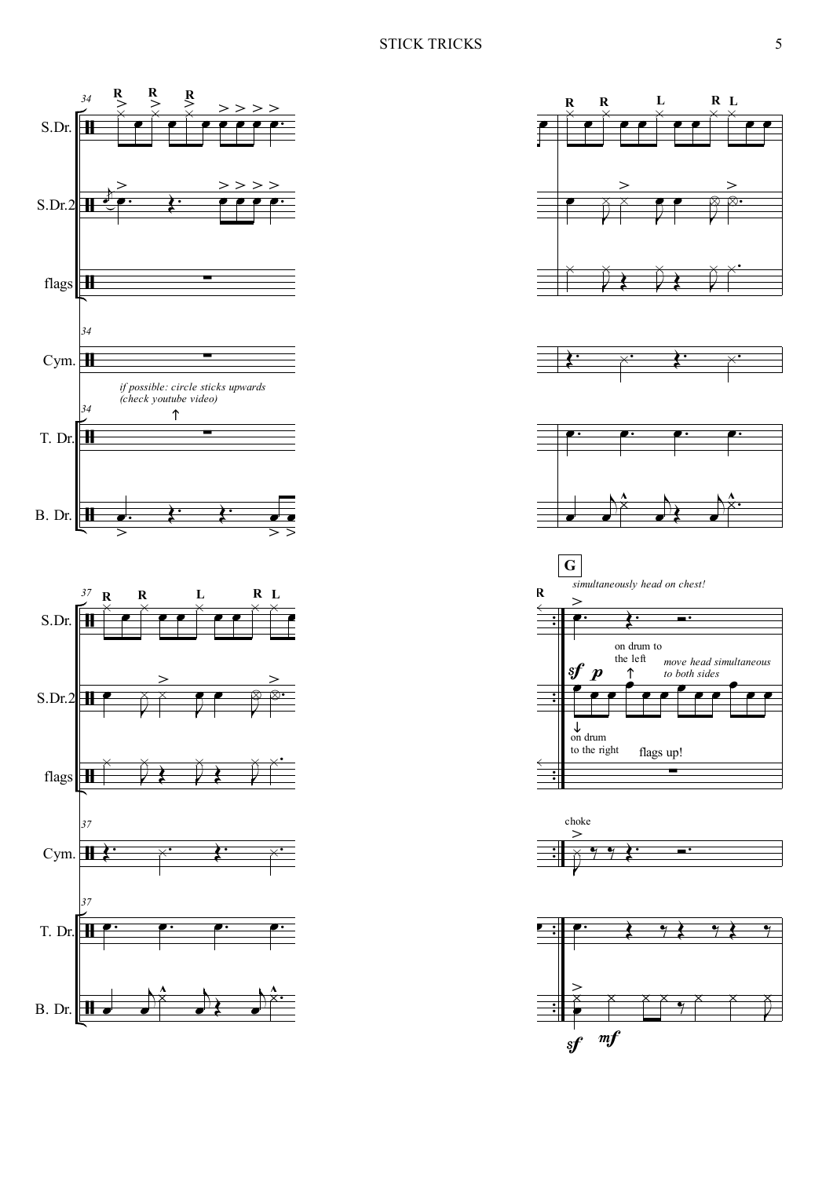S.Dr.

S.Dr.2

flags

Cym.

*if possible: circle sticks upwards (check youtube video)*

T. Dr.

B. Dr.

**G**

*simultaneously head on chest!*

on drum to the left

*move head simultaneous to both sides*

on drum to the right

flags up!

choke